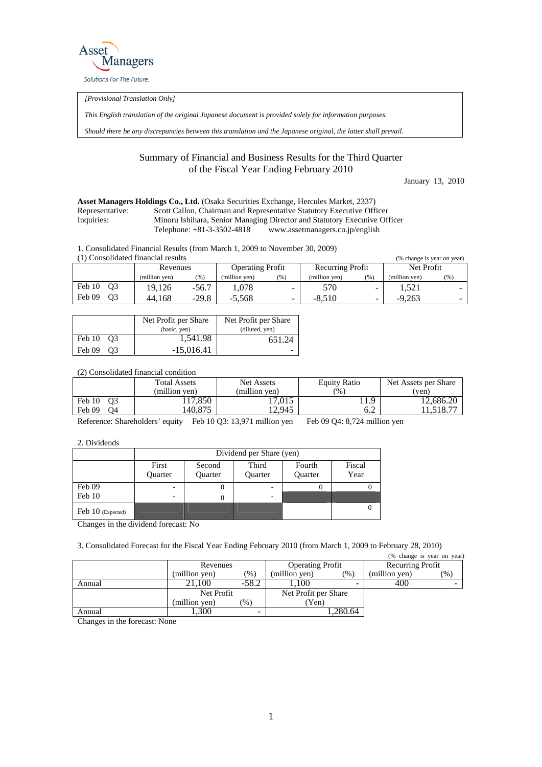Asset Managers

Solutions For The Future.

*[Provisional Translation Only]*

*This English translation of the original Japanese document is provided solely for information purposes.*

*Should there be any discrepancies between this translation and the Japanese original, the latter shall prevail.*

# Summary of Financial and Business Results for the Third Quarter of the Fiscal Year Ending February 2010

January 13, 2010

**Asset Managers Holdings Co., Ltd.** (Osaka Securities Exchange, Hercules Market, 2337)

Representative: Scott Callon, Chairman and Representative Statutory Executive Officer

Inquiries: Minoru Ishihara, Senior Managing Director and Statutory Executive Officer

Telephone: +81-3-3502-4818 www.assetmanagers.co.jp/english

1. Consolidated Financial Results (from March 1, 2009 to November 30, 2009)

(1) Consolidated financial results (% change is year on year)

| | Revenues | | Operating Profit | | Recurring Profit | | Net Profit | |
|---|---|---|---|---|---|---|---|---|
| | (million yen) | (%) | (million yen) | (%) | (million yen) | (%) | (million yen) | (%) |
| Feb 10 Q3 | 19,126 | -56.7 | 1,078 | - | 570 | - | 1,521 | - |
| Feb 09 Q3 | 44,168 | -29.8 | -5,568 | - | -8,510 | - | -9,263 | - |

| | Net Profit per Share (basic, yen) | Net Profit per Share (diluted, yen) |
|---|---|---|
| Feb 10 Q3 | 1,541.98 | 651.24 |
| Feb 09 Q3 | -15,016.41 | - |

(2) Consolidated financial condition

| | Total Assets (million yen) | Net Assets (million yen) | Equity Ratio (%) | Net Assets per Share (yen) |
|---|---|---|---|---|
| Feb 10 Q3 | 117,850 | 17,015 | 11.9 | 12,686.20 |
| Feb 09 Q4 | 140,875 | 12,945 | 6.2 | 11,518.77 |

Reference: Shareholders' equity Feb 10 Q3: 13,971 million yen Feb 09 Q4: 8,724 million yen

2. Dividends

| | Dividend per Share (yen) | | | | |
|---|---|---|---|---|---|
| | First Quarter | Second Quarter | Third Quarter | Fourth Quarter | Fiscal Year |
| Feb 09 | - | 0 | - | 0 | 0 |
| Feb 10 | - | 0 | - | | |
| Feb 10 (Expected) | | | | | 0 |

Changes in the dividend forecast: No

3. Consolidated Forecast for the Fiscal Year Ending February 2010 (from March 1, 2009 to February 28, 2010)

(% change is year on year)

| | Revenues | | Operating Profit | | Recurring Profit | |
|---|---|---|---|---|---|---|
| | (million yen) | (%) | (million yen) | (%) | (million yen) | (%) |
| Annual | 21,100 | -58.2 | 1,100 | - | 400 | - |
| | Net Profit | | Net Profit per Share | | | |
| | (million yen) | (%) | (Yen) | | | |
| Annual | 1,300 | - | 1,280.64 | | | |

Changes in the forecast: None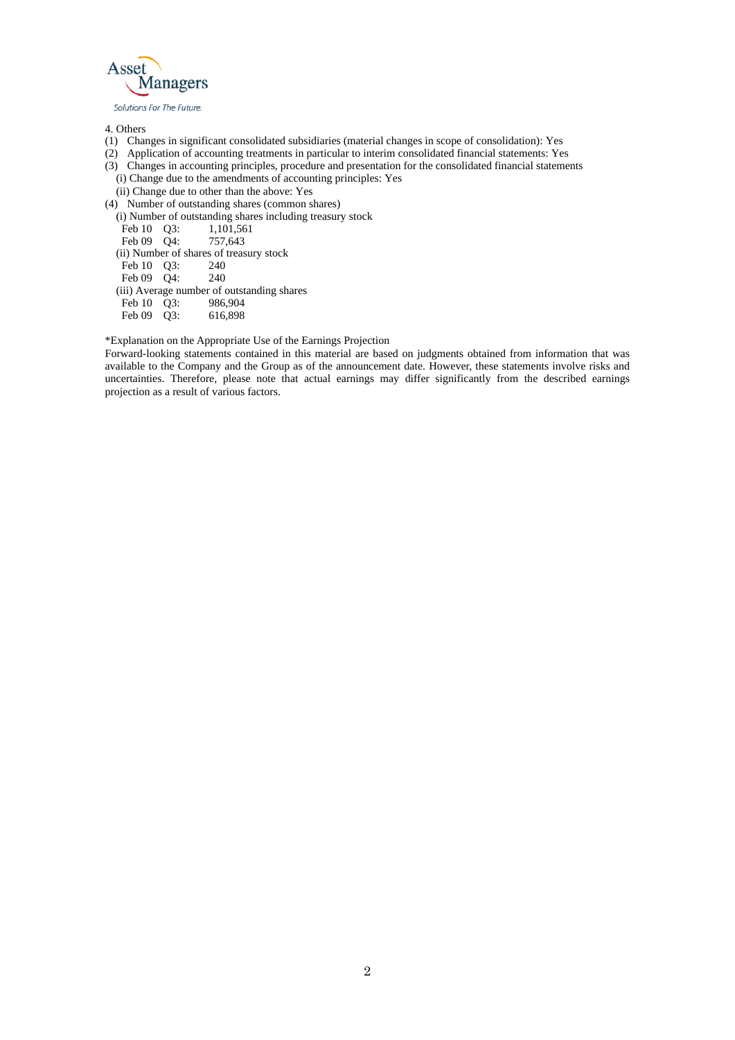4. Others

(1) Changes in significant consolidated subsidiaries (material changes in scope of consolidation): Yes

(2) Application of accounting treatments in particular to interim consolidated financial statements: Yes

(3) Changes in accounting principles, procedure and presentation for the consolidated financial statements

(i) Change due to the amendments of accounting principles: Yes

(ii) Change due to other than the above: Yes

(4) Number of outstanding shares (common shares)

(i) Number of outstanding shares including treasury stock

| | | |
|---|---|---|
| Feb 10 | Q3: | 1,101,561 |
| Feb 09 | Q4: | 757,643 |

(ii) Number of shares of treasury stock

| | | |
|---|---|---|
| Feb 10 | Q3: | 240 |
| Feb 09 | Q4: | 240 |

(iii) Average number of outstanding shares

| | | |
|---|---|---|
| Feb 10 | Q3: | 986,904 |
| Feb 09 | Q3: | 616,898 |

*Explanation on the Appropriate Use of the Earnings Projection

Forward-looking statements contained in this material are based on judgments obtained from information that was available to the Company and the Group as of the announcement date. However, these statements involve risks and uncertainties. Therefore, please note that actual earnings may differ significantly from the described earnings projection as a result of various factors.